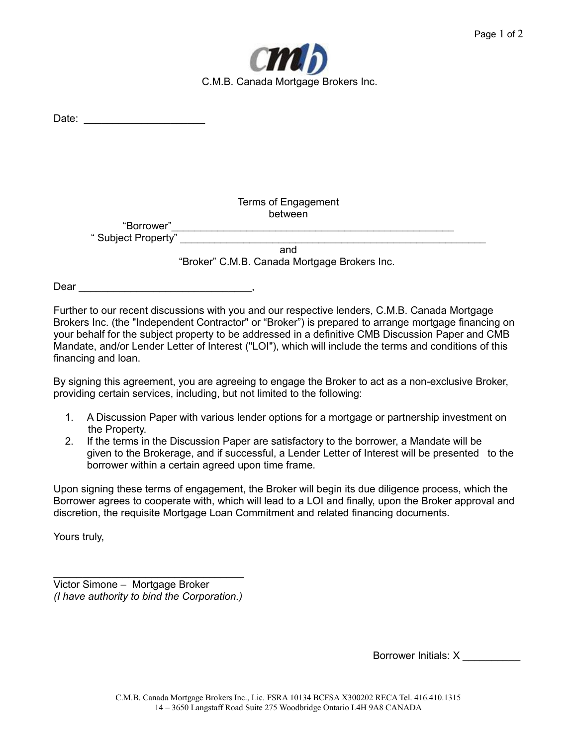C.M.B. Canada Mortgage Brokers Inc.

Date: ____________________

Terms of Engagement
between
"Borrower"______________________________________________
" Subject Property" ______________________________________________
and
"Broker" C.M.B. Canada Mortgage Brokers Inc.

Dear ____________________________,

Further to our recent discussions with you and our respective lenders, C.M.B. Canada Mortgage Brokers Inc. (the "Independent Contractor" or "Broker") is prepared to arrange mortgage financing on your behalf for the subject property to be addressed in a definitive CMB Discussion Paper and CMB Mandate, and/or Lender Letter of Interest ("LOI"), which will include the terms and conditions of this financing and loan.

By signing this agreement, you are agreeing to engage the Broker to act as a non-exclusive Broker, providing certain services, including, but not limited to the following:

1. A Discussion Paper with various lender options for a mortgage or partnership investment on the Property.
2. If the terms in the Discussion Paper are satisfactory to the borrower, a Mandate will be given to the Brokerage, and if successful, a Lender Letter of Interest will be presented to the borrower within a certain agreed upon time frame.

Upon signing these terms of engagement, the Broker will begin its due diligence process, which the Borrower agrees to cooperate with, which will lead to a LOI and finally, upon the Broker approval and discretion, the requisite Mortgage Loan Commitment and related financing documents.

Yours truly,

______________________________
Victor Simone – Mortgage Broker
*(I have authority to bind the Corporation.)*

Borrower Initials: X __________

C.M.B. Canada Mortgage Brokers Inc., Lic. FSRA 10134 BCFSA X300202 RECA Tel. 416.410.1315
14 – 3650 Langstaff Road Suite 275 Woodbridge Ontario L4H 9A8 CANADA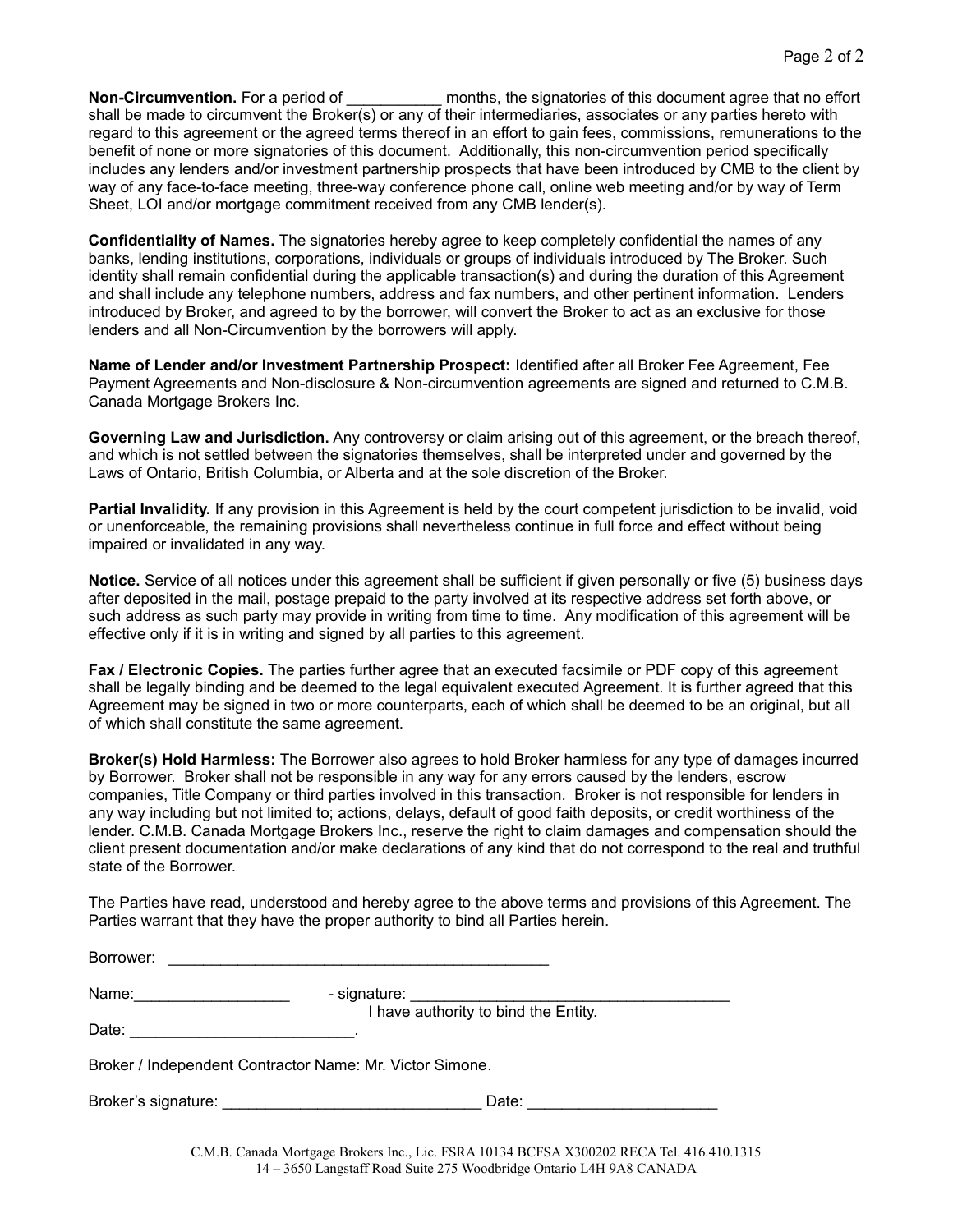**Non-Circumvention.** For a period of ___________ months, the signatories of this document agree that no effort shall be made to circumvent the Broker(s) or any of their intermediaries, associates or any parties hereto with regard to this agreement or the agreed terms thereof in an effort to gain fees, commissions, remunerations to the benefit of none or more signatories of this document. Additionally, this non-circumvention period specifically includes any lenders and/or investment partnership prospects that have been introduced by CMB to the client by way of any face-to-face meeting, three-way conference phone call, online web meeting and/or by way of Term Sheet, LOI and/or mortgage commitment received from any CMB lender(s).

**Confidentiality of Names.** The signatories hereby agree to keep completely confidential the names of any banks, lending institutions, corporations, individuals or groups of individuals introduced by The Broker. Such identity shall remain confidential during the applicable transaction(s) and during the duration of this Agreement and shall include any telephone numbers, address and fax numbers, and other pertinent information. Lenders introduced by Broker, and agreed to by the borrower, will convert the Broker to act as an exclusive for those lenders and all Non-Circumvention by the borrowers will apply.

**Name of Lender and/or Investment Partnership Prospect:** Identified after all Broker Fee Agreement, Fee Payment Agreements and Non-disclosure & Non-circumvention agreements are signed and returned to C.M.B. Canada Mortgage Brokers Inc.

**Governing Law and Jurisdiction.** Any controversy or claim arising out of this agreement, or the breach thereof, and which is not settled between the signatories themselves, shall be interpreted under and governed by the Laws of Ontario, British Columbia, or Alberta and at the sole discretion of the Broker.

**Partial Invalidity.** If any provision in this Agreement is held by the court competent jurisdiction to be invalid, void or unenforceable, the remaining provisions shall nevertheless continue in full force and effect without being impaired or invalidated in any way.

**Notice.** Service of all notices under this agreement shall be sufficient if given personally or five (5) business days after deposited in the mail, postage prepaid to the party involved at its respective address set forth above, or such address as such party may provide in writing from time to time. Any modification of this agreement will be effective only if it is in writing and signed by all parties to this agreement.

**Fax / Electronic Copies.** The parties further agree that an executed facsimile or PDF copy of this agreement shall be legally binding and be deemed to the legal equivalent executed Agreement. It is further agreed that this Agreement may be signed in two or more counterparts, each of which shall be deemed to be an original, but all of which shall constitute the same agreement.

**Broker(s) Hold Harmless:** The Borrower also agrees to hold Broker harmless for any type of damages incurred by Borrower. Broker shall not be responsible in any way for any errors caused by the lenders, escrow companies, Title Company or third parties involved in this transaction. Broker is not responsible for lenders in any way including but not limited to; actions, delays, default of good faith deposits, or credit worthiness of the lender. C.M.B. Canada Mortgage Brokers Inc., reserve the right to claim damages and compensation should the client present documentation and/or make declarations of any kind that do not correspond to the real and truthful state of the Borrower.

The Parties have read, understood and hereby agree to the above terms and provisions of this Agreement. The Parties warrant that they have the proper authority to bind all Parties herein.

Borrower: ______________________________________________

Name:__________________ - signature: ______________________________________
I have authority to bind the Entity.

Date: __________________________.

Broker / Independent Contractor Name: Mr. Victor Simone.

Broker's signature: ______________________________ Date: ______________________

C.M.B. Canada Mortgage Brokers Inc., Lic. FSRA 10134 BCFSA X300202 RECA Tel. 416.410.1315
14 – 3650 Langstaff Road Suite 275 Woodbridge Ontario L4H 9A8 CANADA